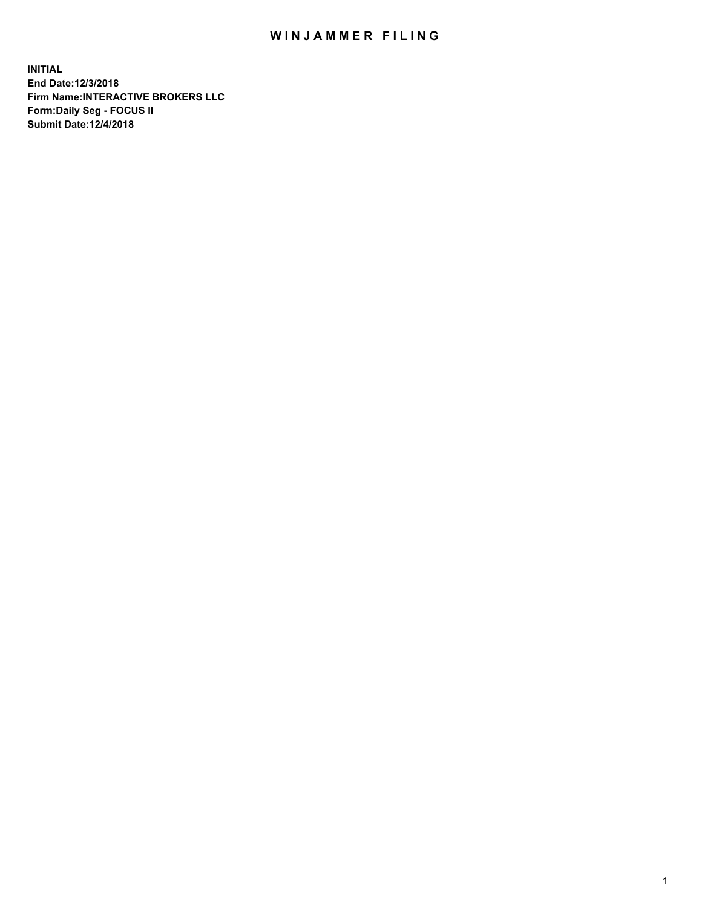# WINJAMMER FILING

**INITIAL**
**End Date:12/3/2018**
**Firm Name:INTERACTIVE BROKERS LLC**
**Form:Daily Seg - FOCUS II**
**Submit Date:12/4/2018**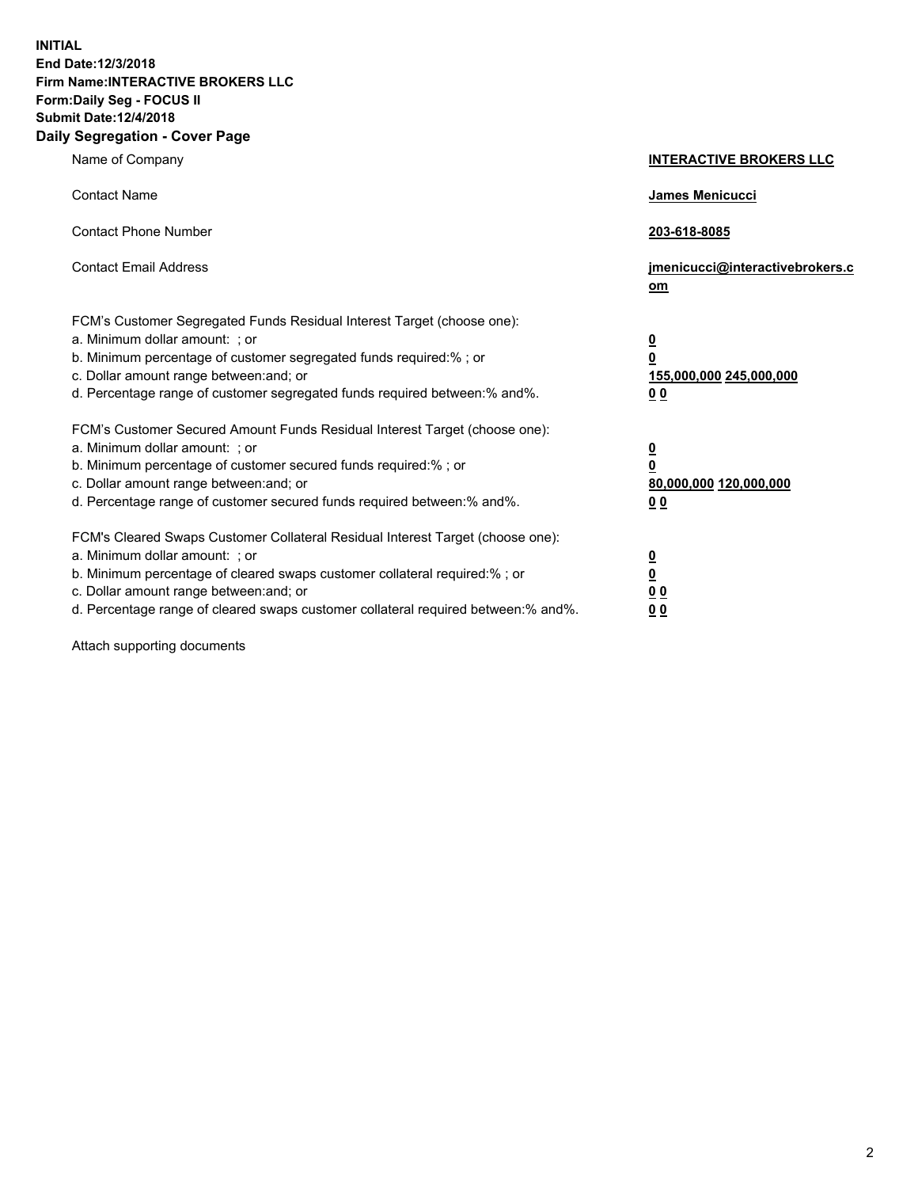**INITIAL**
**End Date:12/3/2018**
**Firm Name:INTERACTIVE BROKERS LLC**
**Form:Daily Seg - FOCUS II**
**Submit Date:12/4/2018**

## Daily Segregation - Cover Page

| | |
|---|---|
| Name of Company | **INTERACTIVE BROKERS LLC** |
| Contact Name | **James Menicucci** |
| Contact Phone Number | **203-618-8085** |
| Contact Email Address | **jmenicucci@interactivebrokers.com** |

FCM's Customer Segregated Funds Residual Interest Target (choose one):

| | |
|---|---|
| a. Minimum dollar amount: ; or | **0** |
| b. Minimum percentage of customer segregated funds required:% ; or | **0** |
| c. Dollar amount range between:and; or | **155,000,000 245,000,000** |
| d. Percentage range of customer segregated funds required between:% and%. | **0 0** |

FCM's Customer Secured Amount Funds Residual Interest Target (choose one):

| | |
|---|---|
| a. Minimum dollar amount: ; or | **0** |
| b. Minimum percentage of customer secured funds required:% ; or | **0** |
| c. Dollar amount range between:and; or | **80,000,000 120,000,000** |
| d. Percentage range of customer secured funds required between:% and%. | **0 0** |

FCM's Cleared Swaps Customer Collateral Residual Interest Target (choose one):

| | |
|---|---|
| a. Minimum dollar amount: ; or | **0** |
| b. Minimum percentage of cleared swaps customer collateral required:% ; or | **0** |
| c. Dollar amount range between:and; or | **0 0** |
| d. Percentage range of cleared swaps customer collateral required between:% and%. | **0 0** |

Attach supporting documents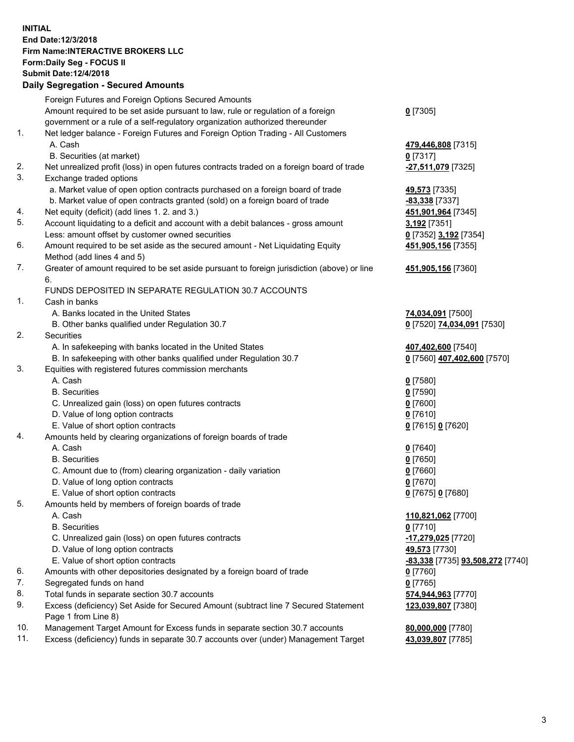**INITIAL**
**End Date:12/3/2018**
**Firm Name:INTERACTIVE BROKERS LLC**
**Form:Daily Seg - FOCUS II**
**Submit Date:12/4/2018**

## Daily Segregation - Secured Amounts

| | | |
|---|---|---|
| | Foreign Futures and Foreign Options Secured Amounts | |
| | Amount required to be set aside pursuant to law, rule or regulation of a foreign government or a rule of a self-regulatory organization authorized thereunder | **0** [7305] |
| 1. | Net ledger balance - Foreign Futures and Foreign Option Trading - All Customers | |
| | A. Cash | **479,446,808** [7315] |
| | B. Securities (at market) | **0** [7317] |
| 2. | Net unrealized profit (loss) in open futures contracts traded on a foreign board of trade | **-27,511,079** [7325] |
| 3. | Exchange traded options | |
| | a. Market value of open option contracts purchased on a foreign board of trade | **49,573** [7335] |
| | b. Market value of open contracts granted (sold) on a foreign board of trade | **-83,338** [7337] |
| 4. | Net equity (deficit) (add lines 1. 2. and 3.) | **451,901,964** [7345] |
| 5. | Account liquidating to a deficit and account with a debit balances - gross amount | **3,192** [7351] |
| | Less: amount offset by customer owned securities | **0** [7352] **3,192** [7354] |
| 6. | Amount required to be set aside as the secured amount - Net Liquidating Equity Method (add lines 4 and 5) | **451,905,156** [7355] |
| 7. | Greater of amount required to be set aside pursuant to foreign jurisdiction (above) or line 6. | **451,905,156** [7360] |
| | FUNDS DEPOSITED IN SEPARATE REGULATION 30.7 ACCOUNTS | |
| 1. | Cash in banks | |
| | A. Banks located in the United States | **74,034,091** [7500] |
| | B. Other banks qualified under Regulation 30.7 | **0** [7520] **74,034,091** [7530] |
| 2. | Securities | |
| | A. In safekeeping with banks located in the United States | **407,402,600** [7540] |
| | B. In safekeeping with other banks qualified under Regulation 30.7 | **0** [7560] **407,402,600** [7570] |
| 3. | Equities with registered futures commission merchants | |
| | A. Cash | **0** [7580] |
| | B. Securities | **0** [7590] |
| | C. Unrealized gain (loss) on open futures contracts | **0** [7600] |
| | D. Value of long option contracts | **0** [7610] |
| | E. Value of short option contracts | **0** [7615] **0** [7620] |
| 4. | Amounts held by clearing organizations of foreign boards of trade | |
| | A. Cash | **0** [7640] |
| | B. Securities | **0** [7650] |
| | C. Amount due to (from) clearing organization - daily variation | **0** [7660] |
| | D. Value of long option contracts | **0** [7670] |
| | E. Value of short option contracts | **0** [7675] **0** [7680] |
| 5. | Amounts held by members of foreign boards of trade | |
| | A. Cash | **110,821,062** [7700] |
| | B. Securities | **0** [7710] |
| | C. Unrealized gain (loss) on open futures contracts | **-17,279,025** [7720] |
| | D. Value of long option contracts | **49,573** [7730] |
| | E. Value of short option contracts | **-83,338** [7735] **93,508,272** [7740] |
| 6. | Amounts with other depositories designated by a foreign board of trade | **0** [7760] |
| 7. | Segregated funds on hand | **0** [7765] |
| 8. | Total funds in separate section 30.7 accounts | **574,944,963** [7770] |
| 9. | Excess (deficiency) Set Aside for Secured Amount (subtract line 7 Secured Statement Page 1 from Line 8) | **123,039,807** [7380] |
| 10. | Management Target Amount for Excess funds in separate section 30.7 accounts | **80,000,000** [7780] |
| 11. | Excess (deficiency) funds in separate 30.7 accounts over (under) Management Target | **43,039,807** [7785] |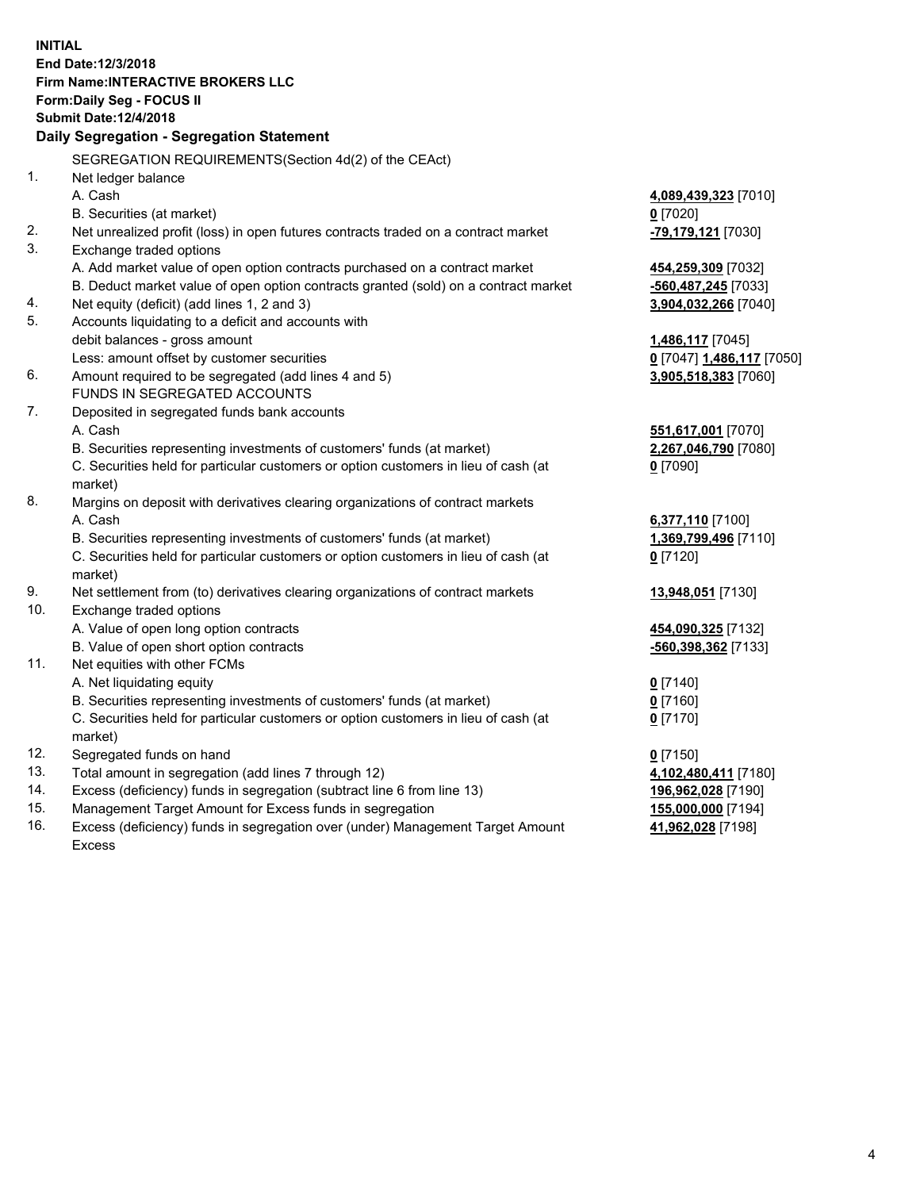**INITIAL**
**End Date:12/3/2018**
**Firm Name:INTERACTIVE BROKERS LLC**
**Form:Daily Seg - FOCUS II**
**Submit Date:12/4/2018**

### Daily Segregation - Segregation Statement

| | | |
|---|---|---|
| | SEGREGATION REQUIREMENTS(Section 4d(2) of the CEAct) | |
| 1. | Net ledger balance | |
| | A. Cash | **4,089,439,323** [7010] |
| | B. Securities (at market) | **0** [7020] |
| 2. | Net unrealized profit (loss) in open futures contracts traded on a contract market | **-79,179,121** [7030] |
| 3. | Exchange traded options | |
| | A. Add market value of open option contracts purchased on a contract market | **454,259,309** [7032] |
| | B. Deduct market value of open option contracts granted (sold) on a contract market | **-560,487,245** [7033] |
| 4. | Net equity (deficit) (add lines 1, 2 and 3) | **3,904,032,266** [7040] |
| 5. | Accounts liquidating to a deficit and accounts with | |
| | debit balances - gross amount | **1,486,117** [7045] |
| | Less: amount offset by customer securities | **0** [7047] **1,486,117** [7050] |
| 6. | Amount required to be segregated (add lines 4 and 5) | **3,905,518,383** [7060] |
| | FUNDS IN SEGREGATED ACCOUNTS | |
| 7. | Deposited in segregated funds bank accounts | |
| | A. Cash | **551,617,001** [7070] |
| | B. Securities representing investments of customers' funds (at market) | **2,267,046,790** [7080] |
| | C. Securities held for particular customers or option customers in lieu of cash (at market) | **0** [7090] |
| 8. | Margins on deposit with derivatives clearing organizations of contract markets | |
| | A. Cash | **6,377,110** [7100] |
| | B. Securities representing investments of customers' funds (at market) | **1,369,799,496** [7110] |
| | C. Securities held for particular customers or option customers in lieu of cash (at market) | **0** [7120] |
| 9. | Net settlement from (to) derivatives clearing organizations of contract markets | **13,948,051** [7130] |
| 10. | Exchange traded options | |
| | A. Value of open long option contracts | **454,090,325** [7132] |
| | B. Value of open short option contracts | **-560,398,362** [7133] |
| 11. | Net equities with other FCMs | |
| | A. Net liquidating equity | **0** [7140] |
| | B. Securities representing investments of customers' funds (at market) | **0** [7160] |
| | C. Securities held for particular customers or option customers in lieu of cash (at market) | **0** [7170] |
| 12. | Segregated funds on hand | **0** [7150] |
| 13. | Total amount in segregation (add lines 7 through 12) | **4,102,480,411** [7180] |
| 14. | Excess (deficiency) funds in segregation (subtract line 6 from line 13) | **196,962,028** [7190] |
| 15. | Management Target Amount for Excess funds in segregation | **155,000,000** [7194] |
| 16. | Excess (deficiency) funds in segregation over (under) Management Target Amount Excess | **41,962,028** [7198] |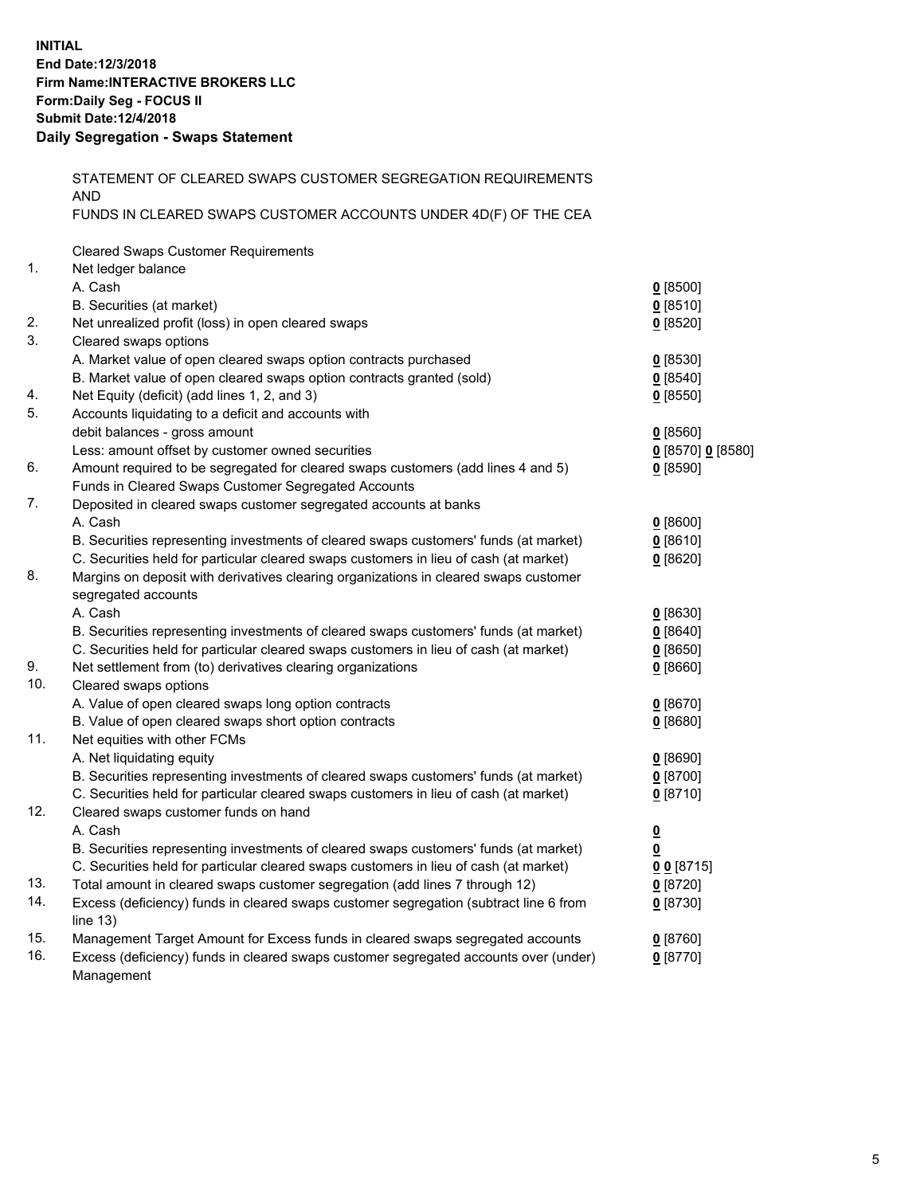**INITIAL**
**End Date:12/3/2018**
**Firm Name:INTERACTIVE BROKERS LLC**
**Form:Daily Seg - FOCUS II**
**Submit Date:12/4/2018**
**Daily Segregation - Swaps Statement**

STATEMENT OF CLEARED SWAPS CUSTOMER SEGREGATION REQUIREMENTS AND FUNDS IN CLEARED SWAPS CUSTOMER ACCOUNTS UNDER 4D(F) OF THE CEA

| | | |
|---|---|---|
| | Cleared Swaps Customer Requirements | |
| 1. | Net ledger balance | |
| | A. Cash | 0 [8500] |
| | B. Securities (at market) | 0 [8510] |
| 2. | Net unrealized profit (loss) in open cleared swaps | 0 [8520] |
| 3. | Cleared swaps options | |
| | A. Market value of open cleared swaps option contracts purchased | 0 [8530] |
| | B. Market value of open cleared swaps option contracts granted (sold) | 0 [8540] |
| 4. | Net Equity (deficit) (add lines 1, 2, and 3) | 0 [8550] |
| 5. | Accounts liquidating to a deficit and accounts with debit balances - gross amount | 0 [8560] |
| | Less: amount offset by customer owned securities | 0 [8570] 0 [8580] |
| 6. | Amount required to be segregated for cleared swaps customers (add lines 4 and 5) | 0 [8590] |
| | Funds in Cleared Swaps Customer Segregated Accounts | |
| 7. | Deposited in cleared swaps customer segregated accounts at banks | |
| | A. Cash | 0 [8600] |
| | B. Securities representing investments of cleared swaps customers' funds (at market) | 0 [8610] |
| | C. Securities held for particular cleared swaps customers in lieu of cash (at market) | 0 [8620] |
| 8. | Margins on deposit with derivatives clearing organizations in cleared swaps customer segregated accounts | |
| | A. Cash | 0 [8630] |
| | B. Securities representing investments of cleared swaps customers' funds (at market) | 0 [8640] |
| | C. Securities held for particular cleared swaps customers in lieu of cash (at market) | 0 [8650] |
| 9. | Net settlement from (to) derivatives clearing organizations | 0 [8660] |
| 10. | Cleared swaps options | |
| | A. Value of open cleared swaps long option contracts | 0 [8670] |
| | B. Value of open cleared swaps short option contracts | 0 [8680] |
| 11. | Net equities with other FCMs | |
| | A. Net liquidating equity | 0 [8690] |
| | B. Securities representing investments of cleared swaps customers' funds (at market) | 0 [8700] |
| | C. Securities held for particular cleared swaps customers in lieu of cash (at market) | 0 [8710] |
| 12. | Cleared swaps customer funds on hand | |
| | A. Cash | 0 |
| | B. Securities representing investments of cleared swaps customers' funds (at market) | 0 |
| | C. Securities held for particular cleared swaps customers in lieu of cash (at market) | 0 0 [8715] |
| 13. | Total amount in cleared swaps customer segregation (add lines 7 through 12) | 0 [8720] |
| 14. | Excess (deficiency) funds in cleared swaps customer segregation (subtract line 6 from line 13) | 0 [8730] |
| 15. | Management Target Amount for Excess funds in cleared swaps segregated accounts | 0 [8760] |
| 16. | Excess (deficiency) funds in cleared swaps customer segregated accounts over (under) Management | 0 [8770] |